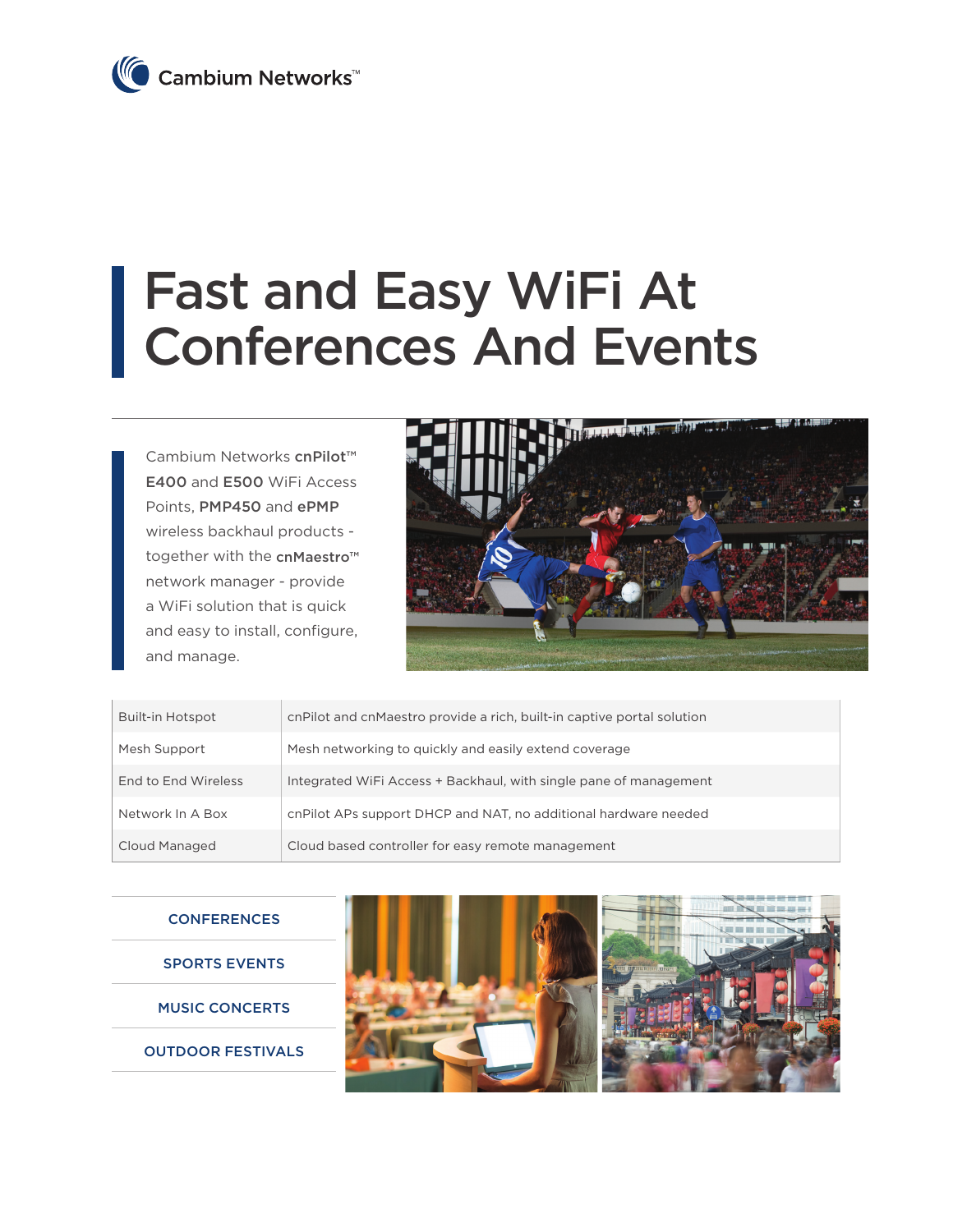Cambium Networks™

# Fast and Easy WiFi At Conferences And Events

Cambium Networks **cnPilot**™ **E400** and **E500** WiFi Access Points, **PMP450** and **ePMP** wireless backhaul products - together with the **cnMaestro**™ network manager - provide a WiFi solution that is quick and easy to install, configure, and manage.

| | |
|---|---|
| Built-in Hotspot | cnPilot and cnMaestro provide a rich, built-in captive portal solution |
| Mesh Support | Mesh networking to quickly and easily extend coverage |
| End to End Wireless | Integrated WiFi Access + Backhaul, with single pane of management |
| Network In A Box | cnPilot APs support DHCP and NAT, no additional hardware needed |
| Cloud Managed | Cloud based controller for easy remote management |

**CONFERENCES**

**SPORTS EVENTS**

**MUSIC CONCERTS**

**OUTDOOR FESTIVALS**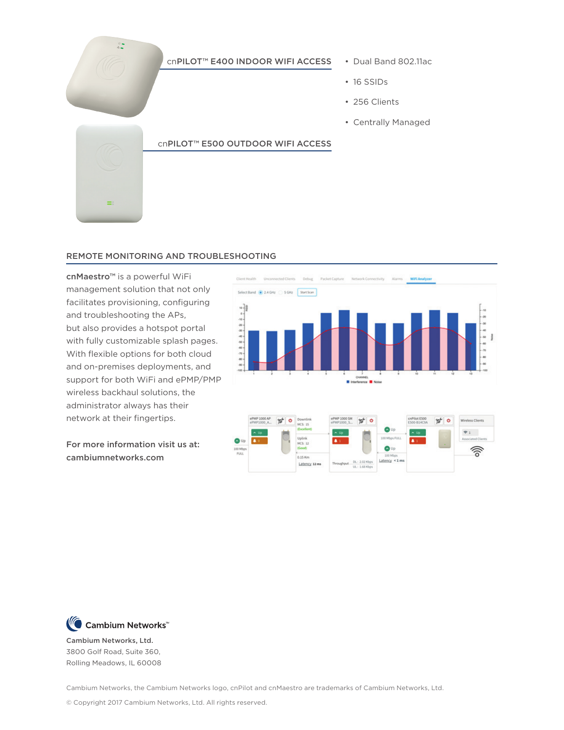cnPILOT™ E400 INDOOR WIFI ACCESS

cnPILOT™ E500 OUTDOOR WIFI ACCESS

- Dual Band 802.11ac
- 16 SSIDs
- 256 Clients
- Centrally Managed

## REMOTE MONITORING AND TROUBLESHOOTING

**cnMaestro**™ is a powerful WiFi management solution that not only facilitates provisioning, configuring and troubleshooting the APs, but also provides a hotspot portal with fully customizable splash pages. With flexible options for both cloud and on-premises deployments, and support for both WiFi and ePMP/PMP wireless backhaul solutions, the administrator always has their network at their fingertips.

**For more information visit us at:**
**cambiumnetworks.com**

Client Health Unconnected Clients Debug Packet Capture Network Connectivity Alarms WiFi Analyzer

Select Band 2.4 GHz 5 GHz Start Scan

CHANNEL

Interference Noise

**Cambium Networks, Ltd.**
3800 Golf Road, Suite 360,
Rolling Meadows, IL 60008

Cambium Networks, the Cambium Networks logo, cnPilot and cnMaestro are trademarks of Cambium Networks, Ltd.

© Copyright 2017 Cambium Networks, Ltd. All rights reserved.